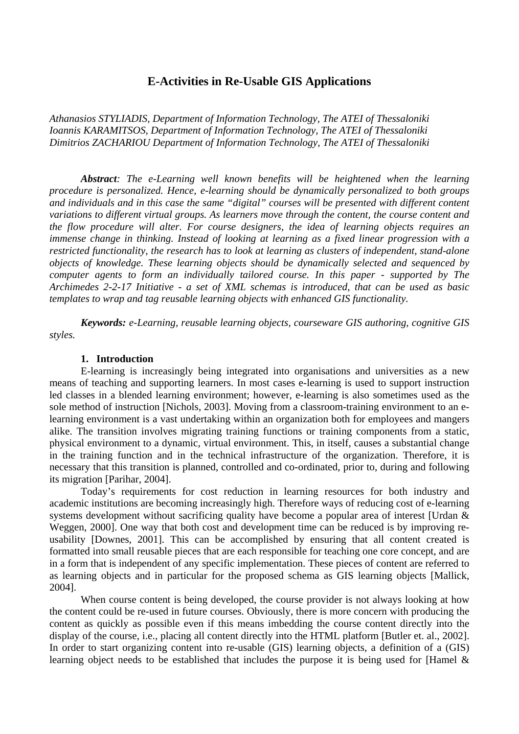# E-Activities in Re-Usable GIS Applications

*Athanasios STYLIADIS, Department of Information Technology, The ATEI of Thessaloniki*
*Ioannis KARAMITSOS, Department of Information Technology, The ATEI of Thessaloniki*
*Dimitrios ZACHARIOU Department of Information Technology, The ATEI of Thessaloniki*

***Abstract****: The e-Learning well known benefits will be heightened when the learning procedure is personalized. Hence, e-learning should be dynamically personalized to both groups and individuals and in this case the same "digital" courses will be presented with different content variations to different virtual groups. As learners move through the content, the course content and the flow procedure will alter. For course designers, the idea of learning objects requires an immense change in thinking. Instead of looking at learning as a fixed linear progression with a restricted functionality, the research has to look at learning as clusters of independent, stand-alone objects of knowledge. These learning objects should be dynamically selected and sequenced by computer agents to form an individually tailored course. In this paper - supported by The Archimedes 2-2-17 Initiative - a set of XML schemas is introduced, that can be used as basic templates to wrap and tag reusable learning objects with enhanced GIS functionality.*

***Keywords:*** *e-Learning, reusable learning objects, courseware GIS authoring, cognitive GIS styles.*

## 1. Introduction

E-learning is increasingly being integrated into organisations and universities as a new means of teaching and supporting learners. In most cases e-learning is used to support instruction led classes in a blended learning environment; however, e-learning is also sometimes used as the sole method of instruction [Nichols, 2003]. Moving from a classroom-training environment to an e-learning environment is a vast undertaking within an organization both for employees and mangers alike. The transition involves migrating training functions or training components from a static, physical environment to a dynamic, virtual environment. This, in itself, causes a substantial change in the training function and in the technical infrastructure of the organization. Therefore, it is necessary that this transition is planned, controlled and co-ordinated, prior to, during and following its migration [Parihar, 2004].

Today's requirements for cost reduction in learning resources for both industry and academic institutions are becoming increasingly high. Therefore ways of reducing cost of e-learning systems development without sacrificing quality have become a popular area of interest [Urdan & Weggen, 2000]. One way that both cost and development time can be reduced is by improving re-usability [Downes, 2001]. This can be accomplished by ensuring that all content created is formatted into small reusable pieces that are each responsible for teaching one core concept, and are in a form that is independent of any specific implementation. These pieces of content are referred to as learning objects and in particular for the proposed schema as GIS learning objects [Mallick, 2004].

When course content is being developed, the course provider is not always looking at how the content could be re-used in future courses. Obviously, there is more concern with producing the content as quickly as possible even if this means imbedding the course content directly into the display of the course, i.e., placing all content directly into the HTML platform [Butler et. al., 2002]. In order to start organizing content into re-usable (GIS) learning objects, a definition of a (GIS) learning object needs to be established that includes the purpose it is being used for [Hamel &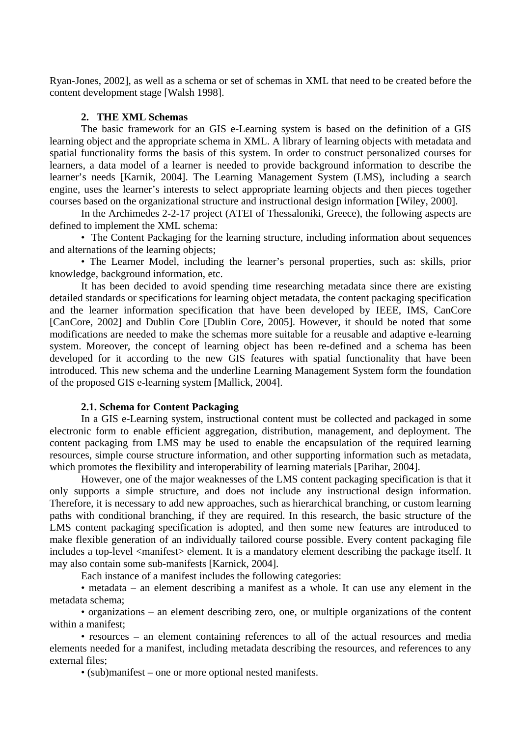Ryan-Jones, 2002], as well as a schema or set of schemas in XML that need to be created before the content development stage [Walsh 1998].

## 2. THE XML Schemas

The basic framework for an GIS e-Learning system is based on the definition of a GIS learning object and the appropriate schema in XML. A library of learning objects with metadata and spatial functionality forms the basis of this system. In order to construct personalized courses for learners, a data model of a learner is needed to provide background information to describe the learner's needs [Karnik, 2004]. The Learning Management System (LMS), including a search engine, uses the learner's interests to select appropriate learning objects and then pieces together courses based on the organizational structure and instructional design information [Wiley, 2000].

In the Archimedes 2-2-17 project (ATEI of Thessaloniki, Greece), the following aspects are defined to implement the XML schema:

• The Content Packaging for the learning structure, including information about sequences and alternations of the learning objects;

• The Learner Model, including the learner's personal properties, such as: skills, prior knowledge, background information, etc.

It has been decided to avoid spending time researching metadata since there are existing detailed standards or specifications for learning object metadata, the content packaging specification and the learner information specification that have been developed by IEEE, IMS, CanCore [CanCore, 2002] and Dublin Core [Dublin Core, 2005]. However, it should be noted that some modifications are needed to make the schemas more suitable for a reusable and adaptive e-learning system. Moreover, the concept of learning object has been re-defined and a schema has been developed for it according to the new GIS features with spatial functionality that have been introduced. This new schema and the underline Learning Management System form the foundation of the proposed GIS e-learning system [Mallick, 2004].

### 2.1. Schema for Content Packaging

In a GIS e-Learning system, instructional content must be collected and packaged in some electronic form to enable efficient aggregation, distribution, management, and deployment. The content packaging from LMS may be used to enable the encapsulation of the required learning resources, simple course structure information, and other supporting information such as metadata, which promotes the flexibility and interoperability of learning materials [Parihar, 2004].

However, one of the major weaknesses of the LMS content packaging specification is that it only supports a simple structure, and does not include any instructional design information. Therefore, it is necessary to add new approaches, such as hierarchical branching, or custom learning paths with conditional branching, if they are required. In this research, the basic structure of the LMS content packaging specification is adopted, and then some new features are introduced to make flexible generation of an individually tailored course possible. Every content packaging file includes a top-level <manifest> element. It is a mandatory element describing the package itself. It may also contain some sub-manifests [Karnick, 2004].

Each instance of a manifest includes the following categories:

• metadata – an element describing a manifest as a whole. It can use any element in the metadata schema;

• organizations – an element describing zero, one, or multiple organizations of the content within a manifest;

• resources – an element containing references to all of the actual resources and media elements needed for a manifest, including metadata describing the resources, and references to any external files;

• (sub)manifest – one or more optional nested manifests.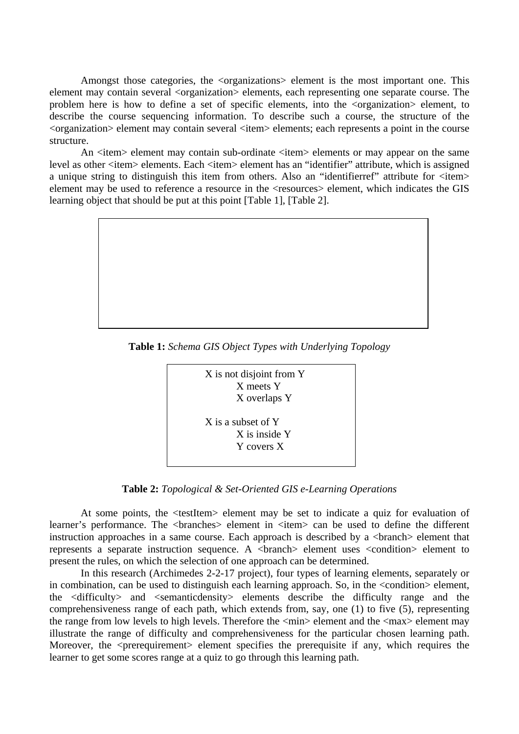Amongst those categories, the <organizations> element is the most important one. This element may contain several <organization> elements, each representing one separate course. The problem here is how to define a set of specific elements, into the <organization> element, to describe the course sequencing information. To describe such a course, the structure of the <organization> element may contain several <item> elements; each represents a point in the course structure.

An <item> element may contain sub-ordinate <item> elements or may appear on the same level as other <item> elements. Each <item> element has an "identifier" attribute, which is assigned a unique string to distinguish this item from others. Also an "identifierref" attribute for <item> element may be used to reference a resource in the <resources> element, which indicates the GIS learning object that should be put at this point [Table 1], [Table 2].

**Table 1:** *Schema GIS Object Types with Underlying Topology*

| |
|---|
| X is not disjoint from Y<br>    X meets Y<br>    X overlaps Y<br><br>X is a subset of Y<br>    X is inside Y<br>    Y covers X |

**Table 2:** *Topological & Set-Oriented GIS e-Learning Operations*

At some points, the <testItem> element may be set to indicate a quiz for evaluation of learner's performance. The <branches> element in <item> can be used to define the different instruction approaches in a same course. Each approach is described by a <branch> element that represents a separate instruction sequence. A <branch> element uses <condition> element to present the rules, on which the selection of one approach can be determined.

In this research (Archimedes 2-2-17 project), four types of learning elements, separately or in combination, can be used to distinguish each learning approach. So, in the <condition> element, the <difficulty> and <semanticdensity> elements describe the difficulty range and the comprehensiveness range of each path, which extends from, say, one (1) to five (5), representing the range from low levels to high levels. Therefore the <min> element and the <max> element may illustrate the range of difficulty and comprehensiveness for the particular chosen learning path. Moreover, the <prerequirement> element specifies the prerequisite if any, which requires the learner to get some scores range at a quiz to go through this learning path.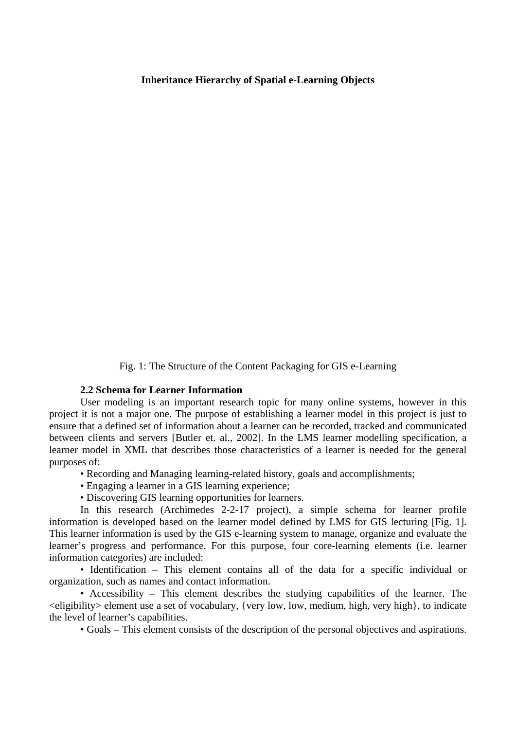**Inheritance Hierarchy of Spatial e-Learning Objects**

Fig. 1: The Structure of the Content Packaging for GIS e-Learning

### 2.2 Schema for Learner Information

User modeling is an important research topic for many online systems, however in this project it is not a major one. The purpose of establishing a learner model in this project is just to ensure that a defined set of information about a learner can be recorded, tracked and communicated between clients and servers [Butler et. al., 2002]. In the LMS learner modelling specification, a learner model in XML that describes those characteristics of a learner is needed for the general purposes of:

• Recording and Managing learning-related history, goals and accomplishments;

• Engaging a learner in a GIS learning experience;

• Discovering GIS learning opportunities for learners.

In this research (Archimedes 2-2-17 project), a simple schema for learner profile information is developed based on the learner model defined by LMS for GIS lecturing [Fig. 1]. This learner information is used by the GIS e-learning system to manage, organize and evaluate the learner's progress and performance. For this purpose, four core-learning elements (i.e. learner information categories) are included:

• Identification – This element contains all of the data for a specific individual or organization, such as names and contact information.

• Accessibility – This element describes the studying capabilities of the learner. The <eligibility> element use a set of vocabulary, {very low, low, medium, high, very high}, to indicate the level of learner's capabilities.

• Goals – This element consists of the description of the personal objectives and aspirations.